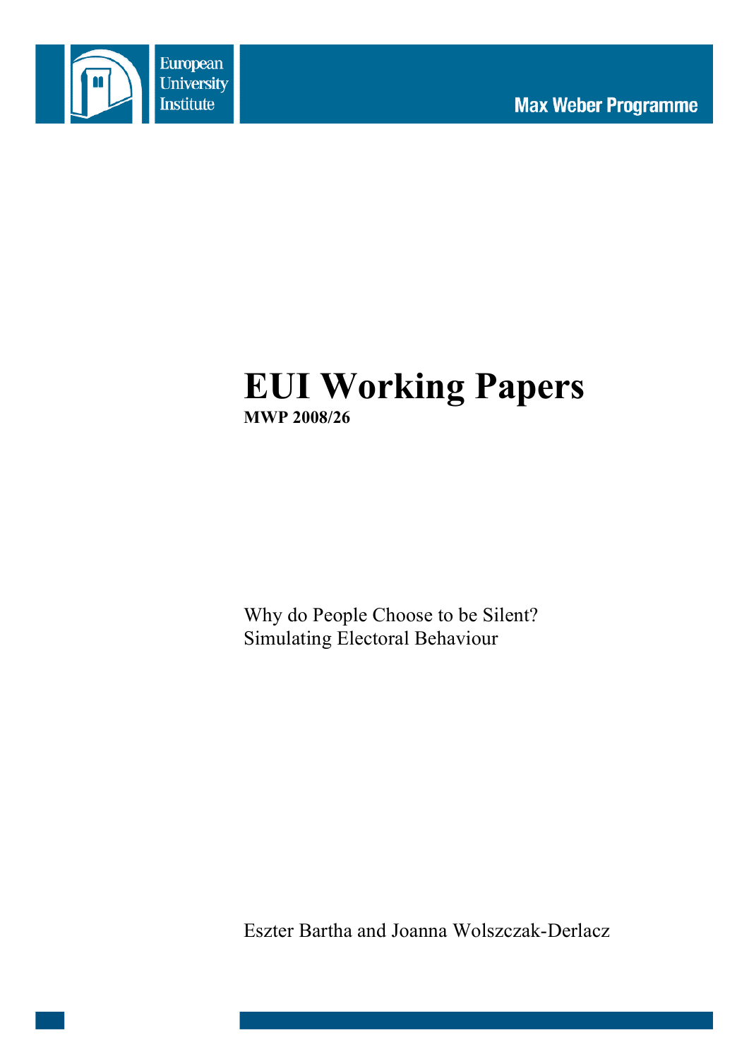European University Institute

Max Weber Programme

# EUI Working Papers

**MWP 2008/26**

Why do People Choose to be Silent?
Simulating Electoral Behaviour

Eszter Bartha and Joanna Wolszczak-Derlacz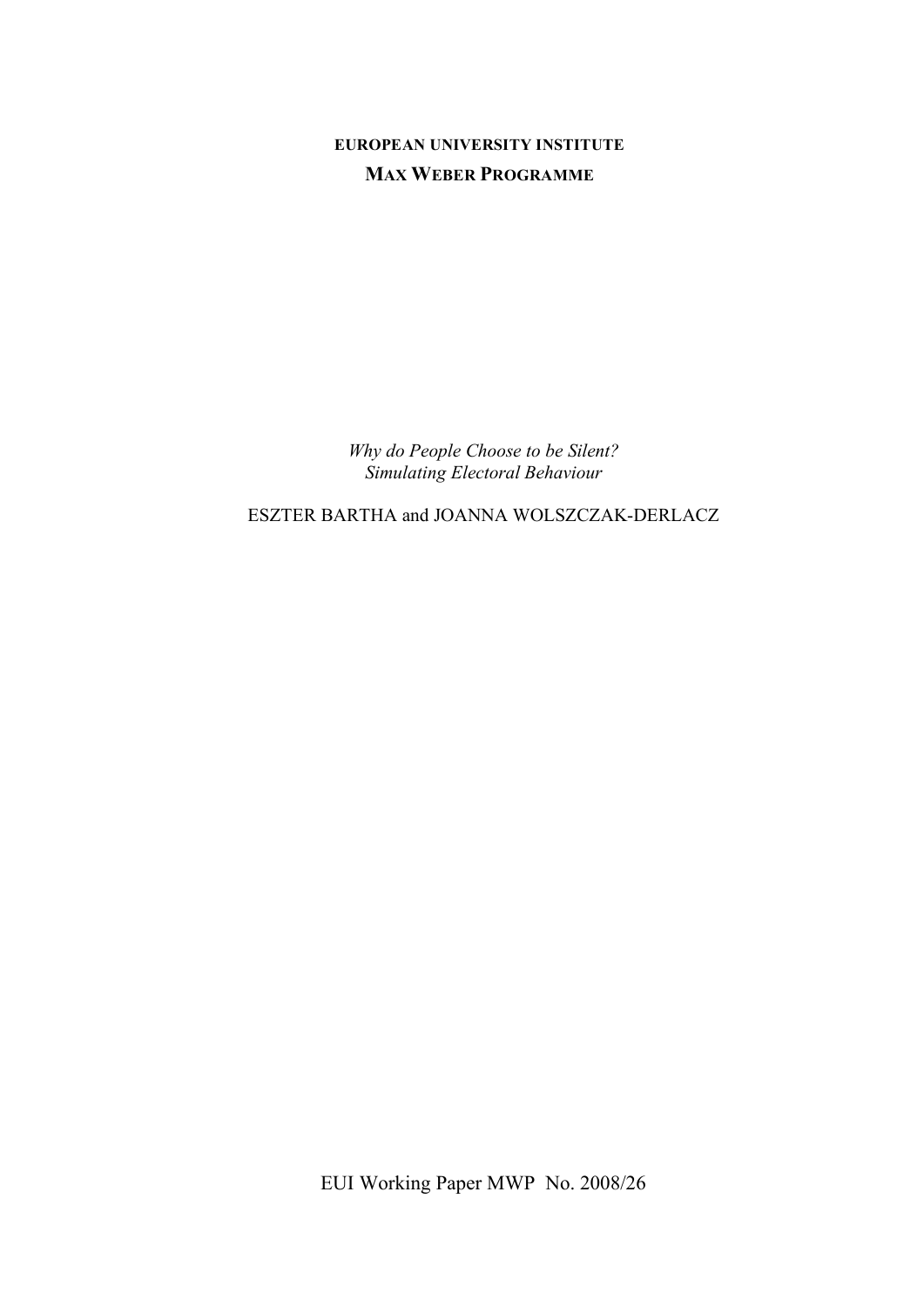**EUROPEAN UNIVERSITY INSTITUTE**
**MAX WEBER PROGRAMME**

*Why do People Choose to be Silent?*
*Simulating Electoral Behaviour*

ESZTER BARTHA and JOANNA WOLSZCZAK-DERLACZ

EUI Working Paper MWP No. 2008/26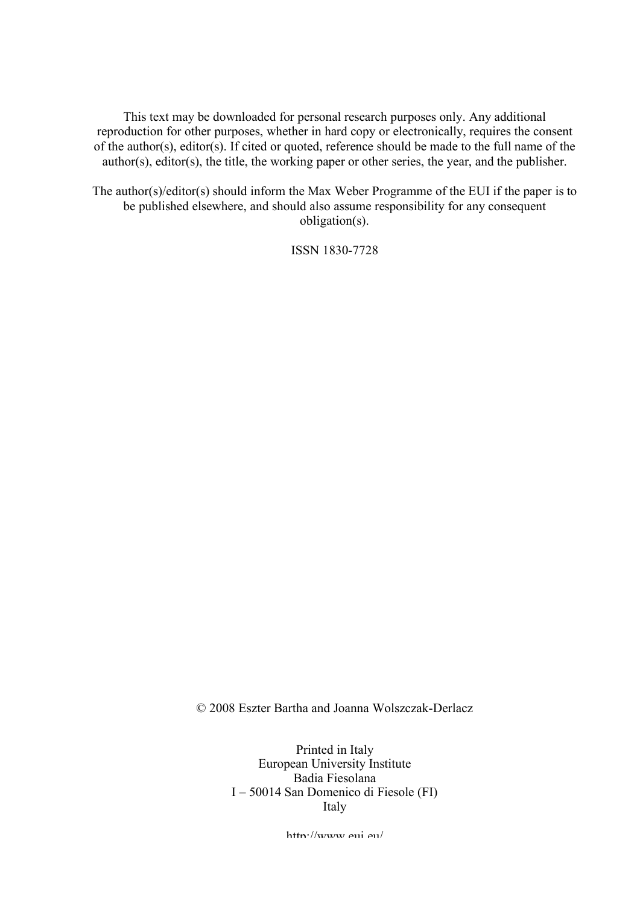This text may be downloaded for personal research purposes only. Any additional reproduction for other purposes, whether in hard copy or electronically, requires the consent of the author(s), editor(s). If cited or quoted, reference should be made to the full name of the author(s), editor(s), the title, the working paper or other series, the year, and the publisher.

The author(s)/editor(s) should inform the Max Weber Programme of the EUI if the paper is to be published elsewhere, and should also assume responsibility for any consequent obligation(s).

ISSN 1830-7728

© 2008 Eszter Bartha and Joanna Wolszczak-Derlacz

Printed in Italy
European University Institute
Badia Fiesolana
I – 50014 San Domenico di Fiesole (FI)
Italy

http://www.eui.eu/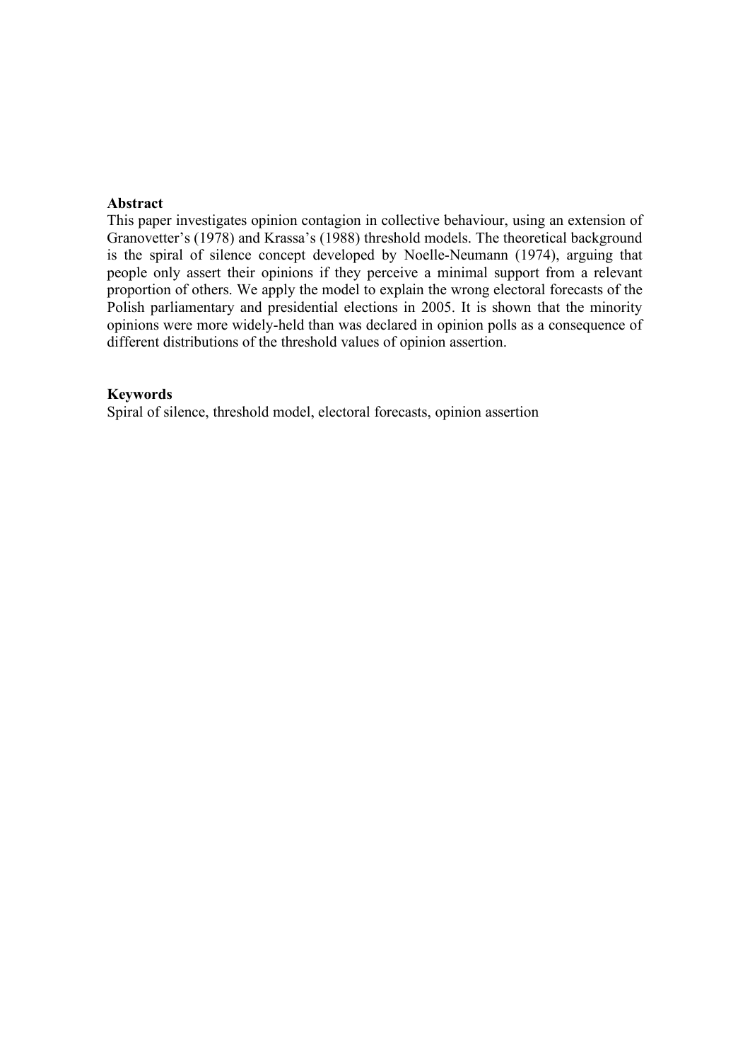**Abstract**

This paper investigates opinion contagion in collective behaviour, using an extension of Granovetter's (1978) and Krassa's (1988) threshold models. The theoretical background is the spiral of silence concept developed by Noelle-Neumann (1974), arguing that people only assert their opinions if they perceive a minimal support from a relevant proportion of others. We apply the model to explain the wrong electoral forecasts of the Polish parliamentary and presidential elections in 2005. It is shown that the minority opinions were more widely-held than was declared in opinion polls as a consequence of different distributions of the threshold values of opinion assertion.

**Keywords**

Spiral of silence, threshold model, electoral forecasts, opinion assertion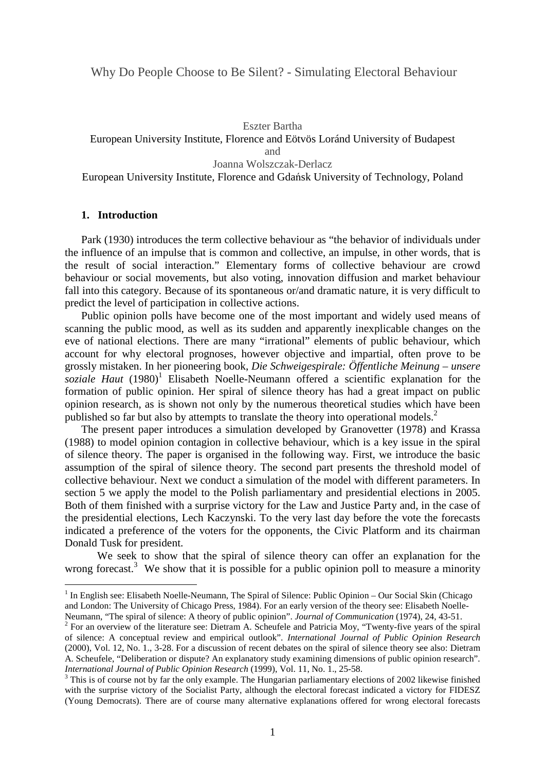# Why Do People Choose to Be Silent? - Simulating Electoral Behaviour

Eszter Bartha
European University Institute, Florence and Eötvös Loránd University of Budapest
and
Joanna Wolszczak-Derlacz
European University Institute, Florence and Gdańsk University of Technology, Poland

## 1. Introduction

Park (1930) introduces the term collective behaviour as "the behavior of individuals under the influence of an impulse that is common and collective, an impulse, in other words, that is the result of social interaction." Elementary forms of collective behaviour are crowd behaviour or social movements, but also voting, innovation diffusion and market behaviour fall into this category. Because of its spontaneous or/and dramatic nature, it is very difficult to predict the level of participation in collective actions.

Public opinion polls have become one of the most important and widely used means of scanning the public mood, as well as its sudden and apparently inexplicable changes on the eve of national elections. There are many "irrational" elements of public behaviour, which account for why electoral prognoses, however objective and impartial, often prove to be grossly mistaken. In her pioneering book, *Die Schweigespirale: Öffentliche Meinung – unsere soziale Haut* (1980)[1] Elisabeth Noelle-Neumann offered a scientific explanation for the formation of public opinion. Her spiral of silence theory has had a great impact on public opinion research, as is shown not only by the numerous theoretical studies which have been published so far but also by attempts to translate the theory into operational models.[2]

The present paper introduces a simulation developed by Granovetter (1978) and Krassa (1988) to model opinion contagion in collective behaviour, which is a key issue in the spiral of silence theory. The paper is organised in the following way. First, we introduce the basic assumption of the spiral of silence theory. The second part presents the threshold model of collective behaviour. Next we conduct a simulation of the model with different parameters. In section 5 we apply the model to the Polish parliamentary and presidential elections in 2005. Both of them finished with a surprise victory for the Law and Justice Party and, in the case of the presidential elections, Lech Kaczynski. To the very last day before the vote the forecasts indicated a preference of the voters for the opponents, the Civic Platform and its chairman Donald Tusk for president.

We seek to show that the spiral of silence theory can offer an explanation for the wrong forecast.[3] We show that it is possible for a public opinion poll to measure a minority

---

[1] In English see: Elisabeth Noelle-Neumann, The Spiral of Silence: Public Opinion – Our Social Skin (Chicago and London: The University of Chicago Press, 1984). For an early version of the theory see: Elisabeth Noelle-Neumann, "The spiral of silence: A theory of public opinion". *Journal of Communication* (1974), 24, 43-51.

[2] For an overview of the literature see: Dietram A. Scheufele and Patricia Moy, "Twenty-five years of the spiral of silence: A conceptual review and empirical outlook". *International Journal of Public Opinion Research* (2000), Vol. 12, No. 1., 3-28. For a discussion of recent debates on the spiral of silence theory see also: Dietram A. Scheufele, "Deliberation or dispute? An explanatory study examining dimensions of public opinion research". *International Journal of Public Opinion Research* (1999), Vol. 11, No. 1., 25-58.

[3] This is of course not by far the only example. The Hungarian parliamentary elections of 2002 likewise finished with the surprise victory of the Socialist Party, although the electoral forecast indicated a victory for FIDESZ (Young Democrats). There are of course many alternative explanations offered for wrong electoral forecasts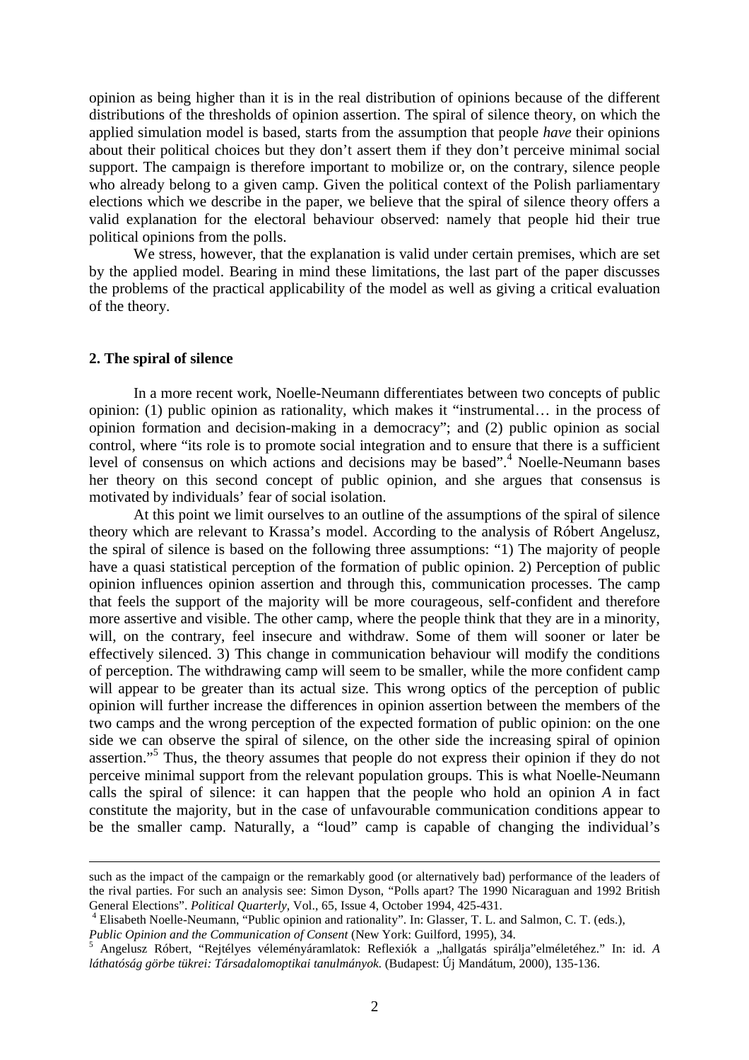opinion as being higher than it is in the real distribution of opinions because of the different distributions of the thresholds of opinion assertion. The spiral of silence theory, on which the applied simulation model is based, starts from the assumption that people *have* their opinions about their political choices but they don't assert them if they don't perceive minimal social support. The campaign is therefore important to mobilize or, on the contrary, silence people who already belong to a given camp. Given the political context of the Polish parliamentary elections which we describe in the paper, we believe that the spiral of silence theory offers a valid explanation for the electoral behaviour observed: namely that people hid their true political opinions from the polls.

We stress, however, that the explanation is valid under certain premises, which are set by the applied model. Bearing in mind these limitations, the last part of the paper discusses the problems of the practical applicability of the model as well as giving a critical evaluation of the theory.

## 2. The spiral of silence

In a more recent work, Noelle-Neumann differentiates between two concepts of public opinion: (1) public opinion as rationality, which makes it "instrumental… in the process of opinion formation and decision-making in a democracy"; and (2) public opinion as social control, where "its role is to promote social integration and to ensure that there is a sufficient level of consensus on which actions and decisions may be based".[4] Noelle-Neumann bases her theory on this second concept of public opinion, and she argues that consensus is motivated by individuals' fear of social isolation.

At this point we limit ourselves to an outline of the assumptions of the spiral of silence theory which are relevant to Krassa's model. According to the analysis of Róbert Angelusz, the spiral of silence is based on the following three assumptions: "1) The majority of people have a quasi statistical perception of the formation of public opinion. 2) Perception of public opinion influences opinion assertion and through this, communication processes. The camp that feels the support of the majority will be more courageous, self-confident and therefore more assertive and visible. The other camp, where the people think that they are in a minority, will, on the contrary, feel insecure and withdraw. Some of them will sooner or later be effectively silenced. 3) This change in communication behaviour will modify the conditions of perception. The withdrawing camp will seem to be smaller, while the more confident camp will appear to be greater than its actual size. This wrong optics of the perception of public opinion will further increase the differences in opinion assertion between the members of the two camps and the wrong perception of the expected formation of public opinion: on the one side we can observe the spiral of silence, on the other side the increasing spiral of opinion assertion."[5] Thus, the theory assumes that people do not express their opinion if they do not perceive minimal support from the relevant population groups. This is what Noelle-Neumann calls the spiral of silence: it can happen that the people who hold an opinion *A* in fact constitute the majority, but in the case of unfavourable communication conditions appear to be the smaller camp. Naturally, a "loud" camp is capable of changing the individual's

---

such as the impact of the campaign or the remarkably good (or alternatively bad) performance of the leaders of the rival parties. For such an analysis see: Simon Dyson, "Polls apart? The 1990 Nicaraguan and 1992 British General Elections". *Political Quarterly*, Vol., 65, Issue 4, October 1994, 425-431.

[4] Elisabeth Noelle-Neumann, "Public opinion and rationality". In: Glasser, T. L. and Salmon, C. T. (eds.), *Public Opinion and the Communication of Consent* (New York: Guilford, 1995), 34.

[5] Angelusz Róbert, "Rejtélyes véleményáramlatok: Reflexiók a „hallgatás spirálja"elméletéhez." In: id. *A láthatóság görbe tükrei: Társadalomoptikai tanulmányok.* (Budapest: Új Mandátum, 2000), 135-136.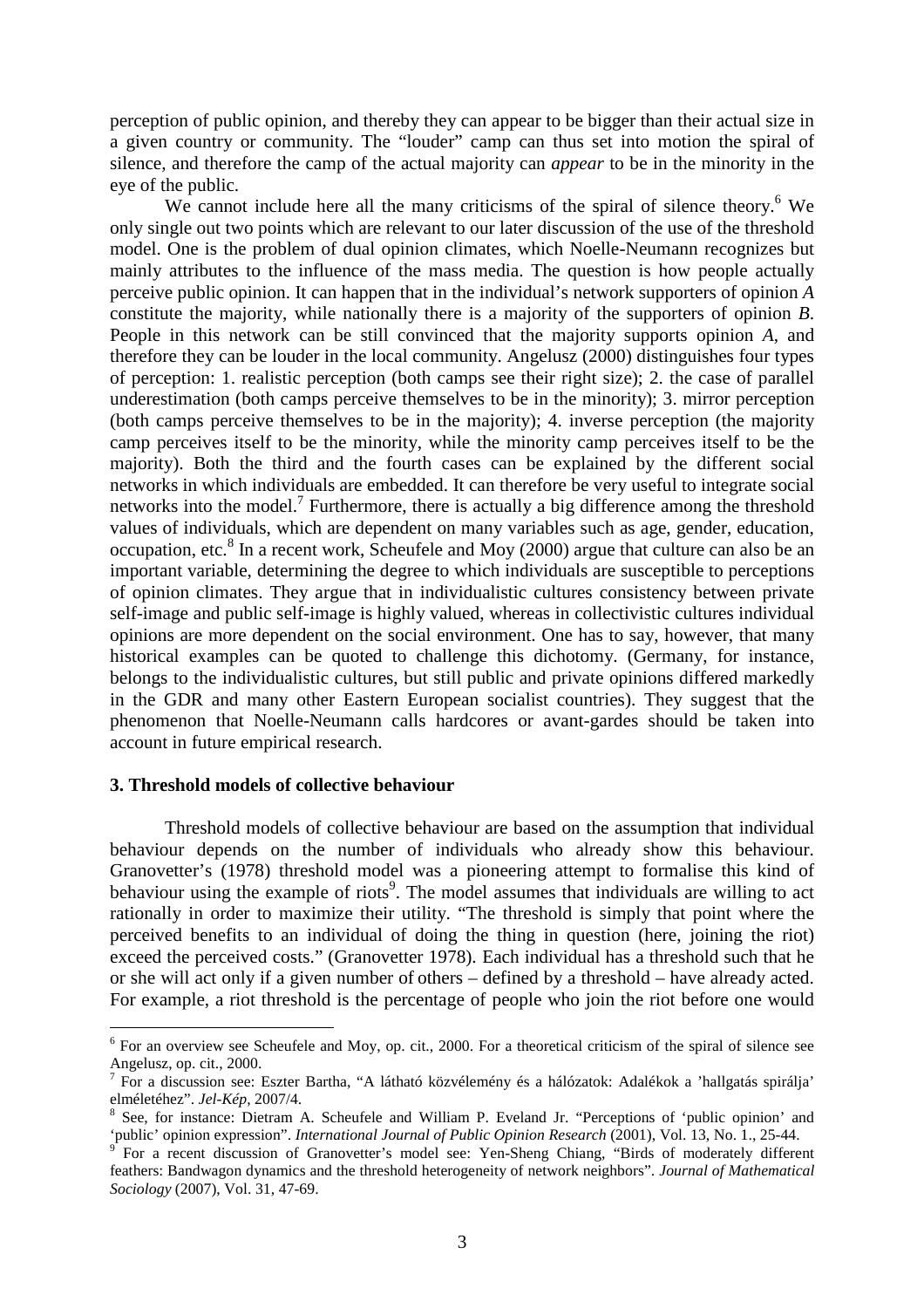perception of public opinion, and thereby they can appear to be bigger than their actual size in a given country or community. The "louder" camp can thus set into motion the spiral of silence, and therefore the camp of the actual majority can *appear* to be in the minority in the eye of the public.

We cannot include here all the many criticisms of the spiral of silence theory.[6] We only single out two points which are relevant to our later discussion of the use of the threshold model. One is the problem of dual opinion climates, which Noelle-Neumann recognizes but mainly attributes to the influence of the mass media. The question is how people actually perceive public opinion. It can happen that in the individual's network supporters of opinion *A* constitute the majority, while nationally there is a majority of the supporters of opinion *B*. People in this network can be still convinced that the majority supports opinion *A*, and therefore they can be louder in the local community. Angelusz (2000) distinguishes four types of perception: 1. realistic perception (both camps see their right size); 2. the case of parallel underestimation (both camps perceive themselves to be in the minority); 3. mirror perception (both camps perceive themselves to be in the majority); 4. inverse perception (the majority camp perceives itself to be the minority, while the minority camp perceives itself to be the majority). Both the third and the fourth cases can be explained by the different social networks in which individuals are embedded. It can therefore be very useful to integrate social networks into the model.[7] Furthermore, there is actually a big difference among the threshold values of individuals, which are dependent on many variables such as age, gender, education, occupation, etc.[8] In a recent work, Scheufele and Moy (2000) argue that culture can also be an important variable, determining the degree to which individuals are susceptible to perceptions of opinion climates. They argue that in individualistic cultures consistency between private self-image and public self-image is highly valued, whereas in collectivistic cultures individual opinions are more dependent on the social environment. One has to say, however, that many historical examples can be quoted to challenge this dichotomy. (Germany, for instance, belongs to the individualistic cultures, but still public and private opinions differed markedly in the GDR and many other Eastern European socialist countries). They suggest that the phenomenon that Noelle-Neumann calls hardcores or avant-gardes should be taken into account in future empirical research.

## 3. Threshold models of collective behaviour

Threshold models of collective behaviour are based on the assumption that individual behaviour depends on the number of individuals who already show this behaviour. Granovetter's (1978) threshold model was a pioneering attempt to formalise this kind of behaviour using the example of riots[9]. The model assumes that individuals are willing to act rationally in order to maximize their utility. "The threshold is simply that point where the perceived benefits to an individual of doing the thing in question (here, joining the riot) exceed the perceived costs." (Granovetter 1978). Each individual has a threshold such that he or she will act only if a given number of others – defined by a threshold – have already acted. For example, a riot threshold is the percentage of people who join the riot before one would

---

[6] For an overview see Scheufele and Moy, op. cit., 2000. For a theoretical criticism of the spiral of silence see Angelusz, op. cit., 2000.

[7] For a discussion see: Eszter Bartha, "A látható közvélemény és a hálózatok: Adalékok a 'hallgatás spirálja' elméletéhez". *Jel-Kép*, 2007/4.

[8] See, for instance: Dietram A. Scheufele and William P. Eveland Jr. "Perceptions of 'public opinion' and 'public' opinion expression". *International Journal of Public Opinion Research* (2001), Vol. 13, No. 1., 25-44.

[9] For a recent discussion of Granovetter's model see: Yen-Sheng Chiang, "Birds of moderately different feathers: Bandwagon dynamics and the threshold heterogeneity of network neighbors". *Journal of Mathematical Sociology* (2007), Vol. 31, 47-69.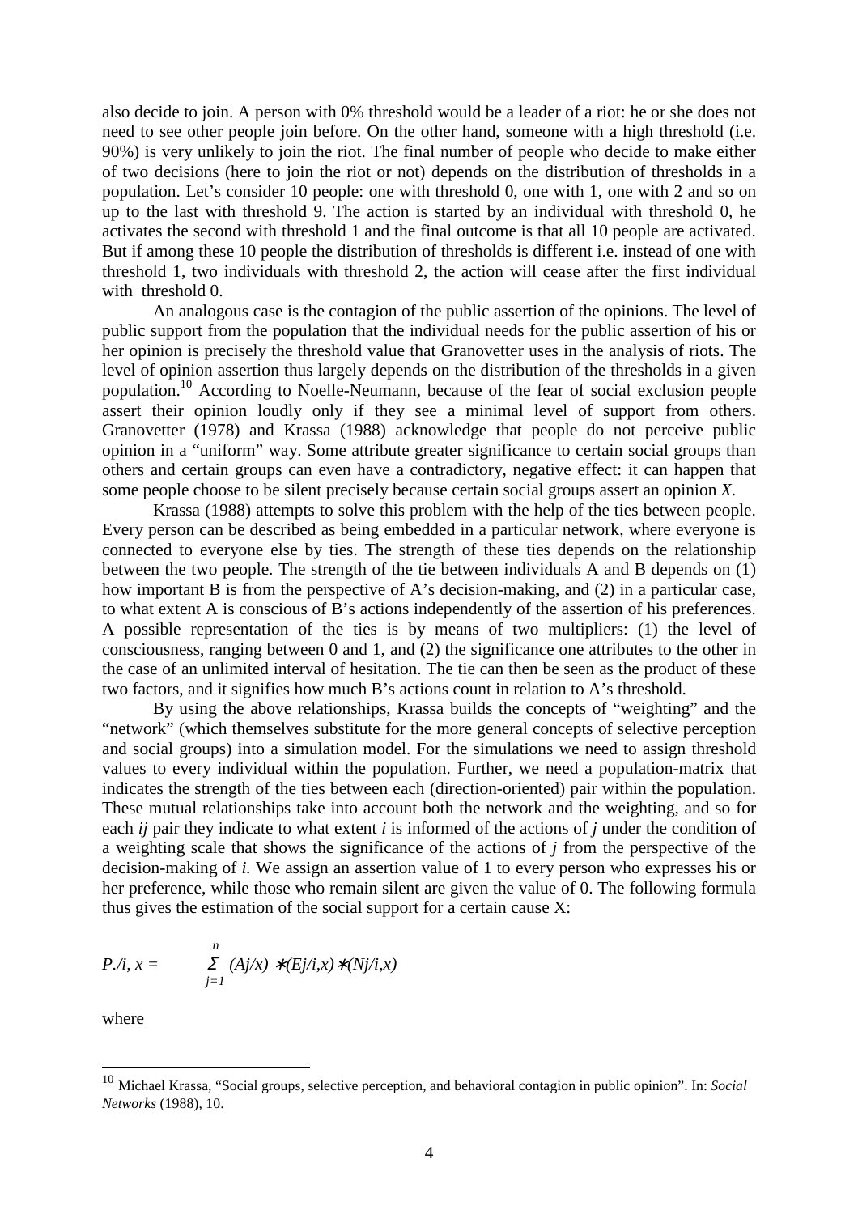also decide to join. A person with 0% threshold would be a leader of a riot: he or she does not need to see other people join before. On the other hand, someone with a high threshold (i.e. 90%) is very unlikely to join the riot. The final number of people who decide to make either of two decisions (here to join the riot or not) depends on the distribution of thresholds in a population. Let's consider 10 people: one with threshold 0, one with 1, one with 2 and so on up to the last with threshold 9. The action is started by an individual with threshold 0, he activates the second with threshold 1 and the final outcome is that all 10 people are activated. But if among these 10 people the distribution of thresholds is different i.e. instead of one with threshold 1, two individuals with threshold 2, the action will cease after the first individual with threshold 0.

An analogous case is the contagion of the public assertion of the opinions. The level of public support from the population that the individual needs for the public assertion of his or her opinion is precisely the threshold value that Granovetter uses in the analysis of riots. The level of opinion assertion thus largely depends on the distribution of the thresholds in a given population.[10] According to Noelle-Neumann, because of the fear of social exclusion people assert their opinion loudly only if they see a minimal level of support from others. Granovetter (1978) and Krassa (1988) acknowledge that people do not perceive public opinion in a "uniform" way. Some attribute greater significance to certain social groups than others and certain groups can even have a contradictory, negative effect: it can happen that some people choose to be silent precisely because certain social groups assert an opinion *X*.

Krassa (1988) attempts to solve this problem with the help of the ties between people. Every person can be described as being embedded in a particular network, where everyone is connected to everyone else by ties. The strength of these ties depends on the relationship between the two people. The strength of the tie between individuals A and B depends on (1) how important B is from the perspective of A's decision-making, and (2) in a particular case, to what extent A is conscious of B's actions independently of the assertion of his preferences. A possible representation of the ties is by means of two multipliers: (1) the level of consciousness, ranging between 0 and 1, and (2) the significance one attributes to the other in the case of an unlimited interval of hesitation. The tie can then be seen as the product of these two factors, and it signifies how much B's actions count in relation to A's threshold.

By using the above relationships, Krassa builds the concepts of "weighting" and the "network" (which themselves substitute for the more general concepts of selective perception and social groups) into a simulation model. For the simulations we need to assign threshold values to every individual within the population. Further, we need a population-matrix that indicates the strength of the ties between each (direction-oriented) pair within the population. These mutual relationships take into account both the network and the weighting, and so for each *ij* pair they indicate to what extent *i* is informed of the actions of *j* under the condition of a weighting scale that shows the significance of the actions of *j* from the perspective of the decision-making of *i.* We assign an assertion value of 1 to every person who expresses his or her preference, while those who remain silent are given the value of 0. The following formula thus gives the estimation of the social support for a certain cause X:

$$P./i, x = \sum_{j=1}^{n} (Aj/x) * (Ej/i,x) * (Nj/i,x)$$

where

[10] Michael Krassa, "Social groups, selective perception, and behavioral contagion in public opinion". In: *Social Networks* (1988), 10.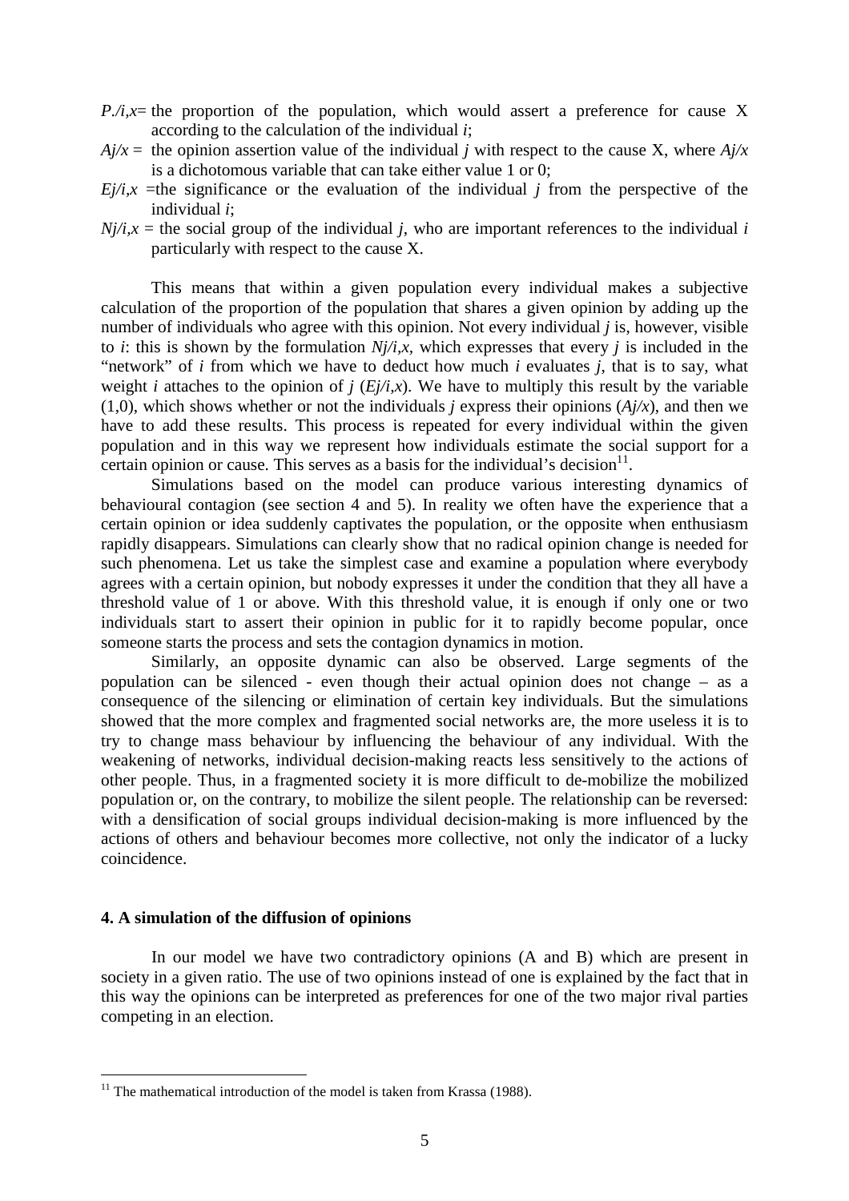$P./i,x$ = the proportion of the population, which would assert a preference for cause X according to the calculation of the individual *i*;

$Aj/x$ = the opinion assertion value of the individual *j* with respect to the cause X, where $Aj/x$ is a dichotomous variable that can take either value 1 or 0;

$Ej/i,x$ = the significance or the evaluation of the individual *j* from the perspective of the individual *i*;

$Nj/i,x$ = the social group of the individual *j*, who are important references to the individual *i* particularly with respect to the cause X.

This means that within a given population every individual makes a subjective calculation of the proportion of the population that shares a given opinion by adding up the number of individuals who agree with this opinion. Not every individual *j* is, however, visible to *i*: this is shown by the formulation $Nj/i,x$, which expresses that every *j* is included in the "network" of *i* from which we have to deduct how much *i* evaluates *j*, that is to say, what weight *i* attaches to the opinion of *j* ($Ej/i,x$). We have to multiply this result by the variable (1,0), which shows whether or not the individuals *j* express their opinions ($Aj/x$), and then we have to add these results. This process is repeated for every individual within the given population and in this way we represent how individuals estimate the social support for a certain opinion or cause. This serves as a basis for the individual's decision[11].

Simulations based on the model can produce various interesting dynamics of behavioural contagion (see section 4 and 5). In reality we often have the experience that a certain opinion or idea suddenly captivates the population, or the opposite when enthusiasm rapidly disappears. Simulations can clearly show that no radical opinion change is needed for such phenomena. Let us take the simplest case and examine a population where everybody agrees with a certain opinion, but nobody expresses it under the condition that they all have a threshold value of 1 or above. With this threshold value, it is enough if only one or two individuals start to assert their opinion in public for it to rapidly become popular, once someone starts the process and sets the contagion dynamics in motion.

Similarly, an opposite dynamic can also be observed. Large segments of the population can be silenced - even though their actual opinion does not change – as a consequence of the silencing or elimination of certain key individuals. But the simulations showed that the more complex and fragmented social networks are, the more useless it is to try to change mass behaviour by influencing the behaviour of any individual. With the weakening of networks, individual decision-making reacts less sensitively to the actions of other people. Thus, in a fragmented society it is more difficult to de-mobilize the mobilized population or, on the contrary, to mobilize the silent people. The relationship can be reversed: with a densification of social groups individual decision-making is more influenced by the actions of others and behaviour becomes more collective, not only the indicator of a lucky coincidence.

## 4. A simulation of the diffusion of opinions

In our model we have two contradictory opinions (A and B) which are present in society in a given ratio. The use of two opinions instead of one is explained by the fact that in this way the opinions can be interpreted as preferences for one of the two major rival parties competing in an election.

[11] The mathematical introduction of the model is taken from Krassa (1988).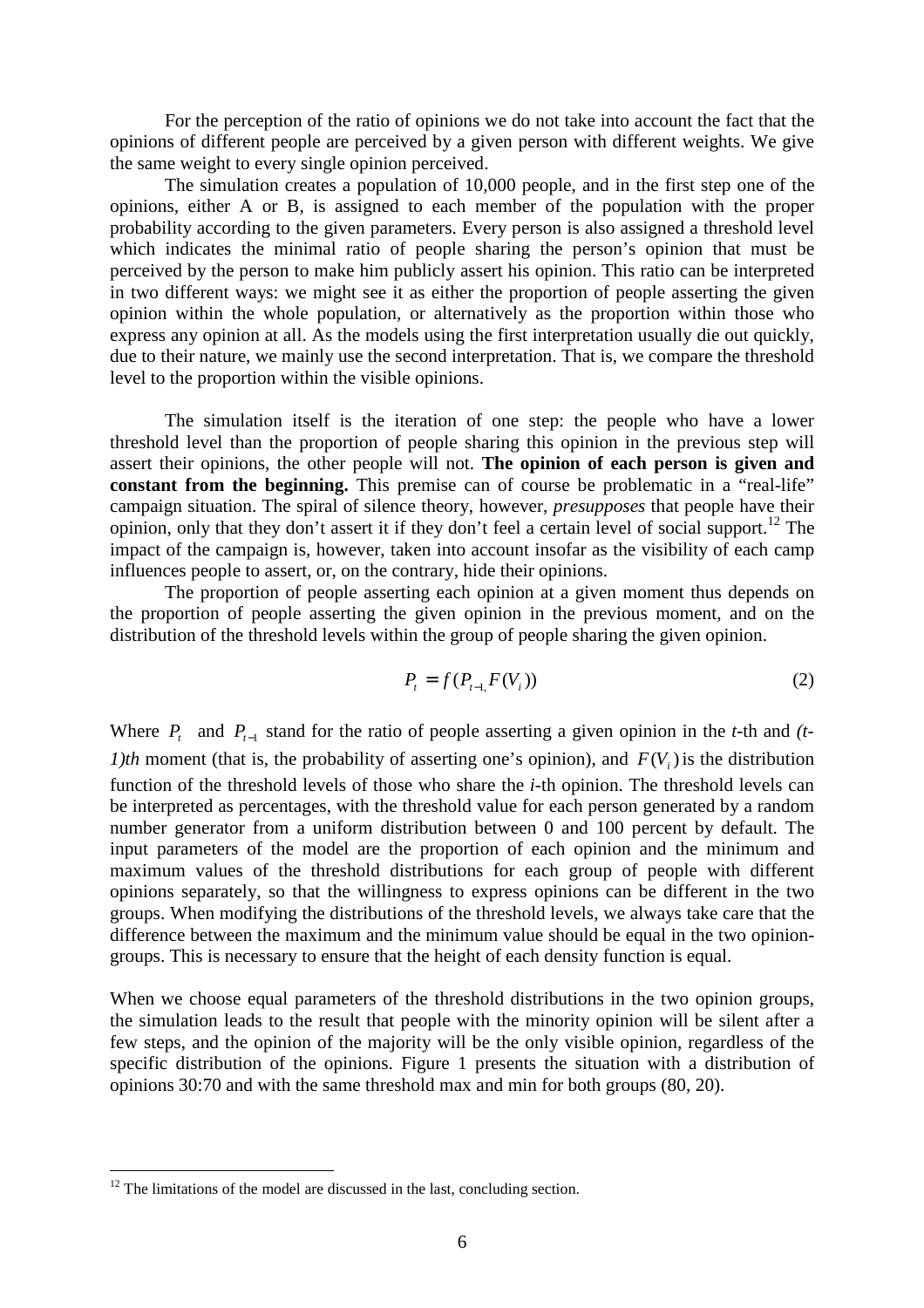For the perception of the ratio of opinions we do not take into account the fact that the opinions of different people are perceived by a given person with different weights. We give the same weight to every single opinion perceived.

The simulation creates a population of 10,000 people, and in the first step one of the opinions, either A or B, is assigned to each member of the population with the proper probability according to the given parameters. Every person is also assigned a threshold level which indicates the minimal ratio of people sharing the person's opinion that must be perceived by the person to make him publicly assert his opinion. This ratio can be interpreted in two different ways: we might see it as either the proportion of people asserting the given opinion within the whole population, or alternatively as the proportion within those who express any opinion at all. As the models using the first interpretation usually die out quickly, due to their nature, we mainly use the second interpretation. That is, we compare the threshold level to the proportion within the visible opinions.

The simulation itself is the iteration of one step: the people who have a lower threshold level than the proportion of people sharing this opinion in the previous step will assert their opinions, the other people will not. **The opinion of each person is given and constant from the beginning.** This premise can of course be problematic in a "real-life" campaign situation. The spiral of silence theory, however, *presupposes* that people have their opinion, only that they don't assert it if they don't feel a certain level of social support.[12] The impact of the campaign is, however, taken into account insofar as the visibility of each camp influences people to assert, or, on the contrary, hide their opinions.

The proportion of people asserting each opinion at a given moment thus depends on the proportion of people asserting the given opinion in the previous moment, and on the distribution of the threshold levels within the group of people sharing the given opinion.

$$P_t = f(P_{t-1,} F(V_i)) \tag{2}$$

Where $P_t$ and $P_{t-1}$ stand for the ratio of people asserting a given opinion in the *t*-th and *(t-1)th* moment (that is, the probability of asserting one's opinion), and $F(V_i)$ is the distribution function of the threshold levels of those who share the *i*-th opinion. The threshold levels can be interpreted as percentages, with the threshold value for each person generated by a random number generator from a uniform distribution between 0 and 100 percent by default. The input parameters of the model are the proportion of each opinion and the minimum and maximum values of the threshold distributions for each group of people with different opinions separately, so that the willingness to express opinions can be different in the two groups. When modifying the distributions of the threshold levels, we always take care that the difference between the maximum and the minimum value should be equal in the two opinion-groups. This is necessary to ensure that the height of each density function is equal.

When we choose equal parameters of the threshold distributions in the two opinion groups, the simulation leads to the result that people with the minority opinion will be silent after a few steps, and the opinion of the majority will be the only visible opinion, regardless of the specific distribution of the opinions. Figure 1 presents the situation with a distribution of opinions 30:70 and with the same threshold max and min for both groups (80, 20).

---

[12] The limitations of the model are discussed in the last, concluding section.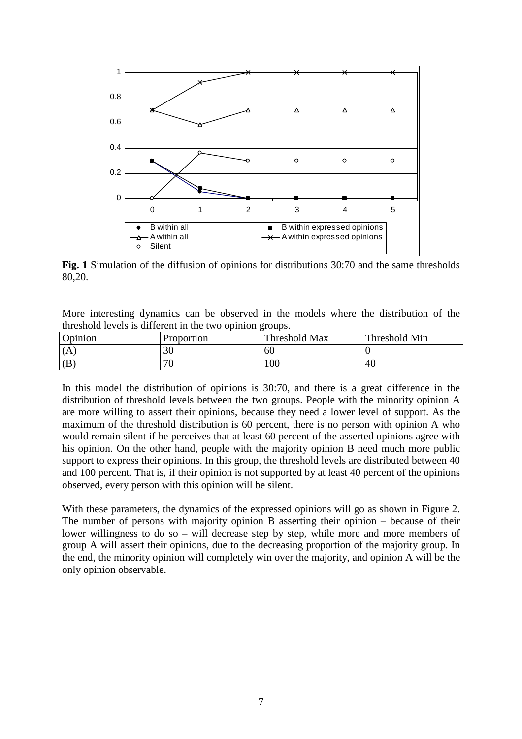**Fig. 1** Simulation of the diffusion of opinions for distributions 30:70 and the same thresholds 80,20.

More interesting dynamics can be observed in the models where the distribution of the threshold levels is different in the two opinion groups.

| Opinion | Proportion | Threshold Max | Threshold Min |
|---|---|---|---|
| (A) | 30 | 60 | 0 |
| (B) | 70 | 100 | 40 |

In this model the distribution of opinions is 30:70, and there is a great difference in the distribution of threshold levels between the two groups. People with the minority opinion A are more willing to assert their opinions, because they need a lower level of support. As the maximum of the threshold distribution is 60 percent, there is no person with opinion A who would remain silent if he perceives that at least 60 percent of the asserted opinions agree with his opinion. On the other hand, people with the majority opinion B need much more public support to express their opinions. In this group, the threshold levels are distributed between 40 and 100 percent. That is, if their opinion is not supported by at least 40 percent of the opinions observed, every person with this opinion will be silent.

With these parameters, the dynamics of the expressed opinions will go as shown in Figure 2. The number of persons with majority opinion B asserting their opinion – because of their lower willingness to do so – will decrease step by step, while more and more members of group A will assert their opinions, due to the decreasing proportion of the majority group. In the end, the minority opinion will completely win over the majority, and opinion A will be the only opinion observable.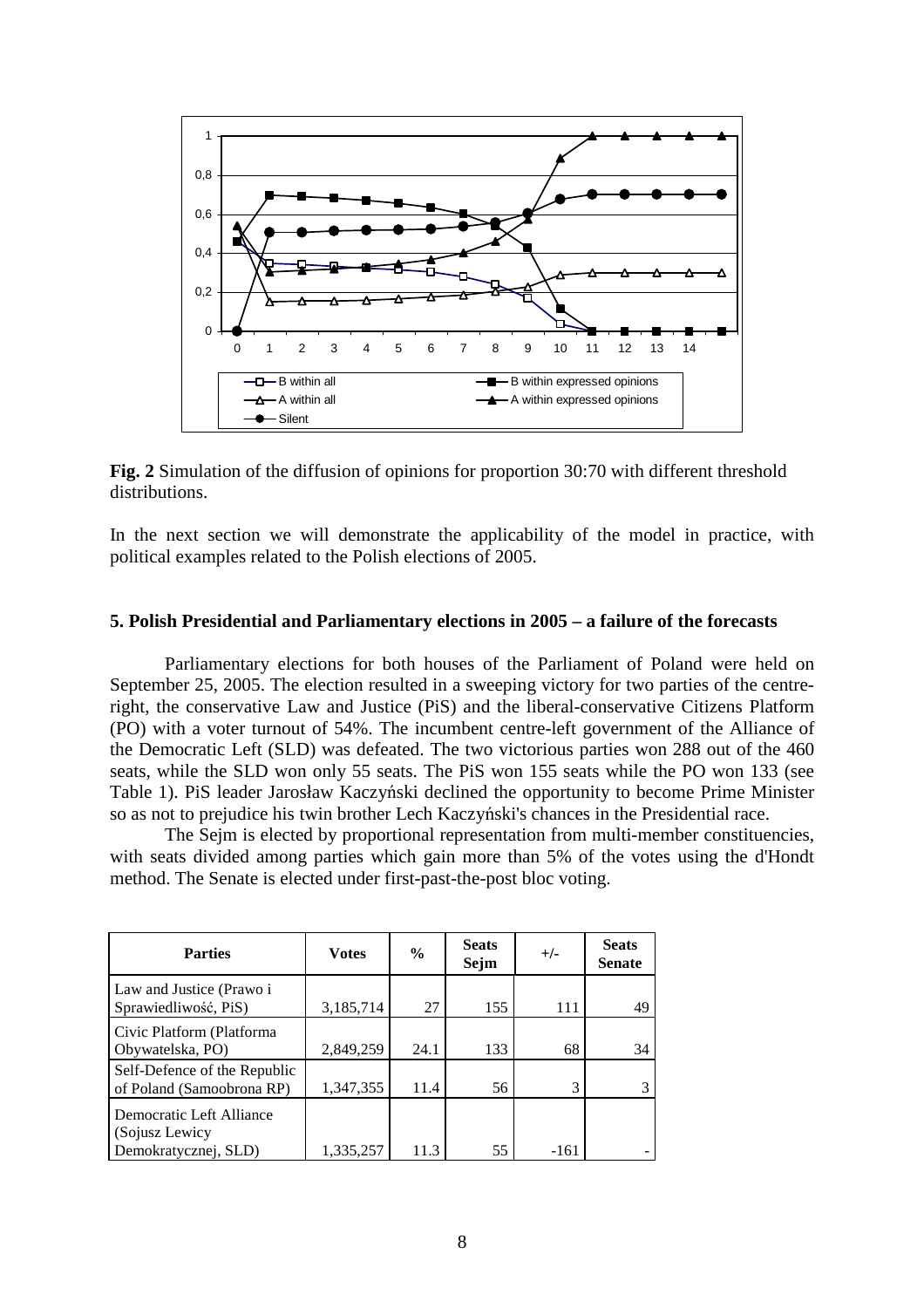**Fig. 2** Simulation of the diffusion of opinions for proportion 30:70 with different threshold distributions.

In the next section we will demonstrate the applicability of the model in practice, with political examples related to the Polish elections of 2005.

## 5. Polish Presidential and Parliamentary elections in 2005 – a failure of the forecasts

Parliamentary elections for both houses of the Parliament of Poland were held on September 25, 2005. The election resulted in a sweeping victory for two parties of the centre-right, the conservative Law and Justice (PiS) and the liberal-conservative Citizens Platform (PO) with a voter turnout of 54%. The incumbent centre-left government of the Alliance of the Democratic Left (SLD) was defeated. The two victorious parties won 288 out of the 460 seats, while the SLD won only 55 seats. The PiS won 155 seats while the PO won 133 (see Table 1). PiS leader Jarosław Kaczyński declined the opportunity to become Prime Minister so as not to prejudice his twin brother Lech Kaczyński's chances in the Presidential race.

The Sejm is elected by proportional representation from multi-member constituencies, with seats divided among parties which gain more than 5% of the votes using the d'Hondt method. The Senate is elected under first-past-the-post bloc voting.

| Parties | Votes | % | Seats Sejm | +/- | Seats Senate |
|---|---|---|---|---|---|
| Law and Justice (Prawo i Sprawiedliwość, PiS) | 3,185,714 | 27 | 155 | 111 | 49 |
| Civic Platform (Platforma Obywatelska, PO) | 2,849,259 | 24.1 | 133 | 68 | 34 |
| Self-Defence of the Republic of Poland (Samoobrona RP) | 1,347,355 | 11.4 | 56 | 3 | 3 |
| Democratic Left Alliance (Sojusz Lewicy Demokratycznej, SLD) | 1,335,257 | 11.3 | 55 | -161 | - |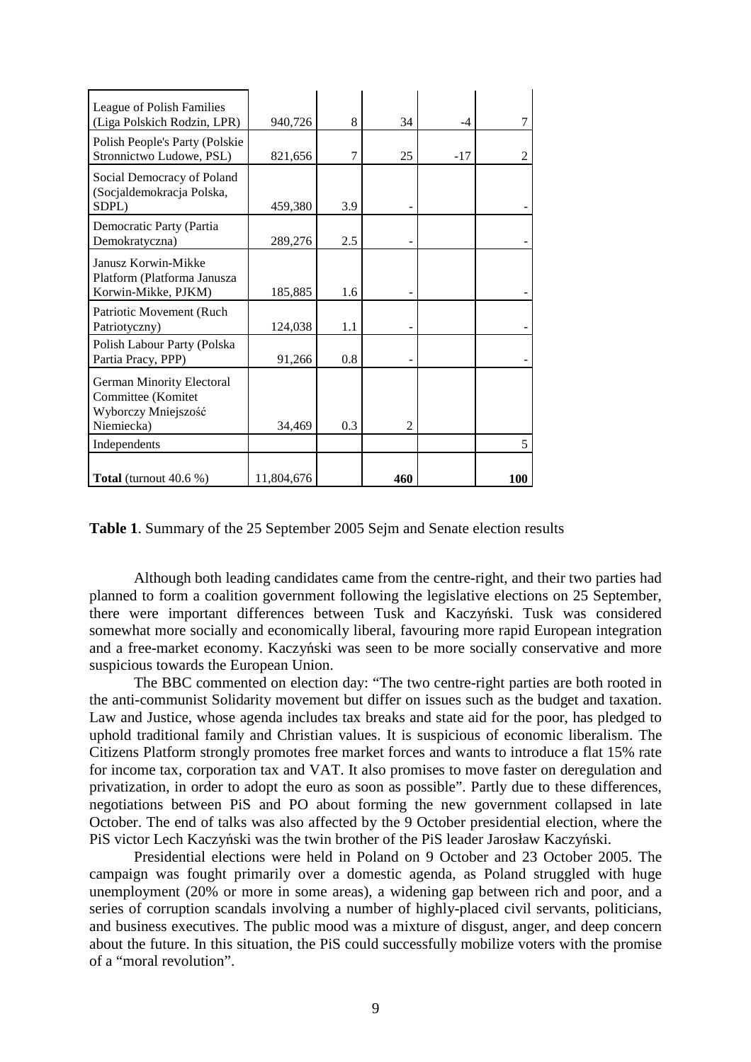| | | | | | |
|---|---|---|---|---|---|
| League of Polish Families (Liga Polskich Rodzin, LPR) | 940,726 | 8 | 34 | -4 | 7 |
| Polish People's Party (Polskie Stronnictwo Ludowe, PSL) | 821,656 | 7 | 25 | -17 | 2 |
| Social Democracy of Poland (Socjaldemokracja Polska, SDPL) | 459,380 | 3.9 | - | | - |
| Democratic Party (Partia Demokratyczna) | 289,276 | 2.5 | - | | - |
| Janusz Korwin-Mikke Platform (Platforma Janusza Korwin-Mikke, PJKM) | 185,885 | 1.6 | - | | - |
| Patriotic Movement (Ruch Patriotyczny) | 124,038 | 1.1 | - | | - |
| Polish Labour Party (Polska Partia Pracy, PPP) | 91,266 | 0.8 | - | | - |
| German Minority Electoral Committee (Komitet Wyborczy Mniejszość Niemiecka) | 34,469 | 0.3 | 2 | | |
| Independents | | | | | 5 |
| **Total** (turnout 40.6 %) | 11,804,676 | | **460** | | **100** |

**Table 1**. Summary of the 25 September 2005 Sejm and Senate election results

Although both leading candidates came from the centre-right, and their two parties had planned to form a coalition government following the legislative elections on 25 September, there were important differences between Tusk and Kaczyński. Tusk was considered somewhat more socially and economically liberal, favouring more rapid European integration and a free-market economy. Kaczyński was seen to be more socially conservative and more suspicious towards the European Union.

The BBC commented on election day: "The two centre-right parties are both rooted in the anti-communist Solidarity movement but differ on issues such as the budget and taxation. Law and Justice, whose agenda includes tax breaks and state aid for the poor, has pledged to uphold traditional family and Christian values. It is suspicious of economic liberalism. The Citizens Platform strongly promotes free market forces and wants to introduce a flat 15% rate for income tax, corporation tax and VAT. It also promises to move faster on deregulation and privatization, in order to adopt the euro as soon as possible". Partly due to these differences, negotiations between PiS and PO about forming the new government collapsed in late October. The end of talks was also affected by the 9 October presidential election, where the PiS victor Lech Kaczyński was the twin brother of the PiS leader Jarosław Kaczyński.

Presidential elections were held in Poland on 9 October and 23 October 2005. The campaign was fought primarily over a domestic agenda, as Poland struggled with huge unemployment (20% or more in some areas), a widening gap between rich and poor, and a series of corruption scandals involving a number of highly-placed civil servants, politicians, and business executives. The public mood was a mixture of disgust, anger, and deep concern about the future. In this situation, the PiS could successfully mobilize voters with the promise of a "moral revolution".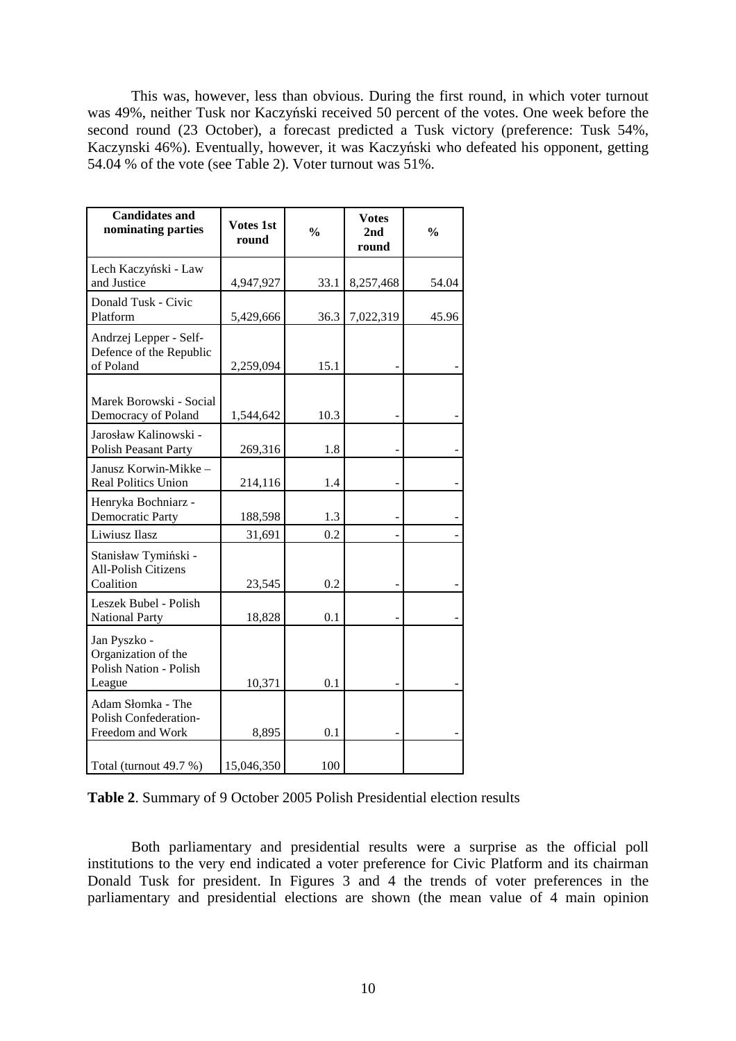This was, however, less than obvious. During the first round, in which voter turnout was 49%, neither Tusk nor Kaczyński received 50 percent of the votes. One week before the second round (23 October), a forecast predicted a Tusk victory (preference: Tusk 54%, Kaczynski 46%). Eventually, however, it was Kaczyński who defeated his opponent, getting 54.04 % of the vote (see Table 2). Voter turnout was 51%.

| Candidates and nominating parties | Votes 1st round | % | Votes 2nd round | % |
|---|---|---|---|---|
| Lech Kaczyński - Law and Justice | 4,947,927 | 33.1 | 8,257,468 | 54.04 |
| Donald Tusk - Civic Platform | 5,429,666 | 36.3 | 7,022,319 | 45.96 |
| Andrzej Lepper - Self-Defence of the Republic of Poland | 2,259,094 | 15.1 | - | - |
| Marek Borowski - Social Democracy of Poland | 1,544,642 | 10.3 | - | - |
| Jarosław Kalinowski - Polish Peasant Party | 269,316 | 1.8 | - | - |
| Janusz Korwin-Mikke – Real Politics Union | 214,116 | 1.4 | - | - |
| Henryka Bochniarz - Democratic Party | 188,598 | 1.3 | - | - |
| Liwiusz Ilasz | 31,691 | 0.2 | - | - |
| Stanisław Tymiński - All-Polish Citizens Coalition | 23,545 | 0.2 | - | - |
| Leszek Bubel - Polish National Party | 18,828 | 0.1 | - | - |
| Jan Pyszko - Organization of the Polish Nation - Polish League | 10,371 | 0.1 | - | - |
| Adam Słomka - The Polish Confederation-Freedom and Work | 8,895 | 0.1 | - | - |
| Total (turnout 49.7 %) | 15,046,350 | 100 | | |

**Table 2**. Summary of 9 October 2005 Polish Presidential election results

Both parliamentary and presidential results were a surprise as the official poll institutions to the very end indicated a voter preference for Civic Platform and its chairman Donald Tusk for president. In Figures 3 and 4 the trends of voter preferences in the parliamentary and presidential elections are shown (the mean value of 4 main opinion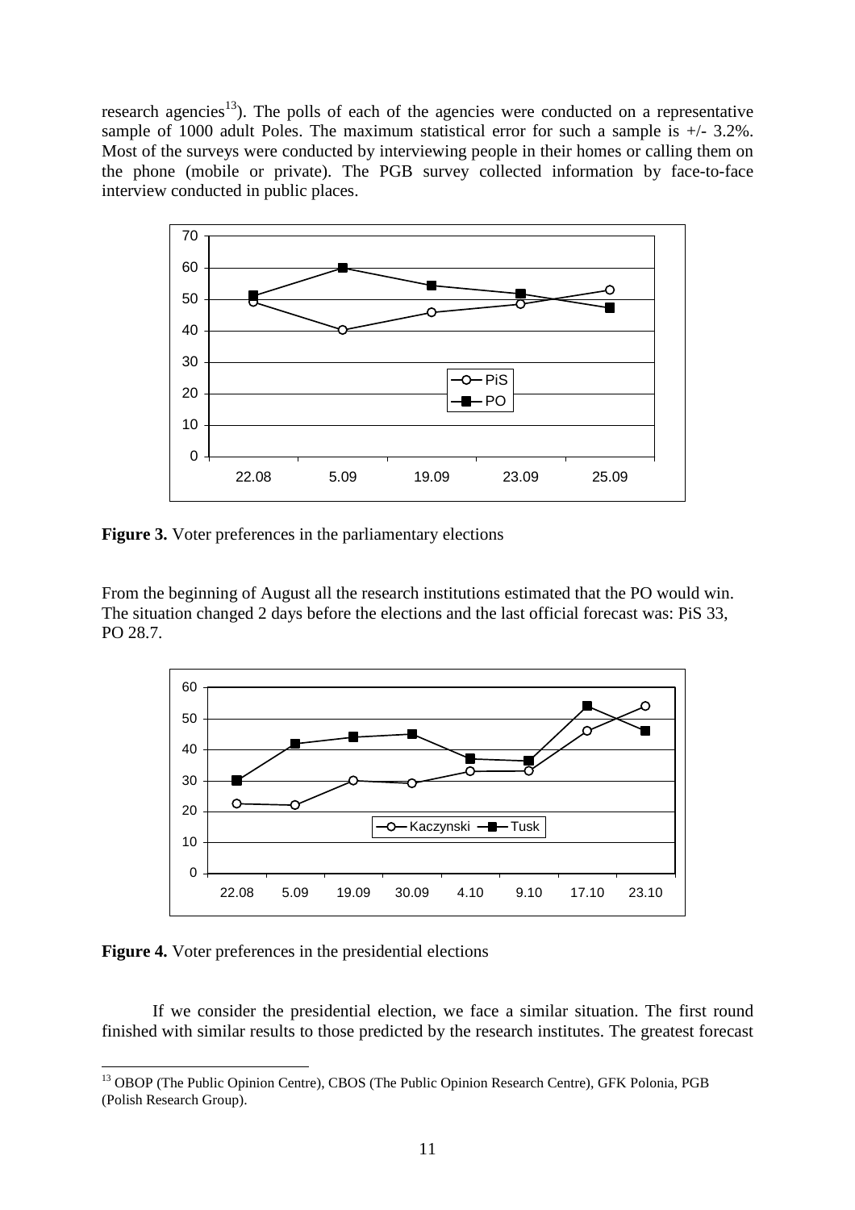research agencies[13]). The polls of each of the agencies were conducted on a representative sample of 1000 adult Poles. The maximum statistical error for such a sample is +/- 3.2%. Most of the surveys were conducted by interviewing people in their homes or calling them on the phone (mobile or private). The PGB survey collected information by face-to-face interview conducted in public places.

**Figure 3.** Voter preferences in the parliamentary elections

From the beginning of August all the research institutions estimated that the PO would win. The situation changed 2 days before the elections and the last official forecast was: PiS 33, PO 28.7.

**Figure 4.** Voter preferences in the presidential elections

If we consider the presidential election, we face a similar situation. The first round finished with similar results to those predicted by the research institutes. The greatest forecast

[13] OBOP (The Public Opinion Centre), CBOS (The Public Opinion Research Centre), GFK Polonia, PGB (Polish Research Group).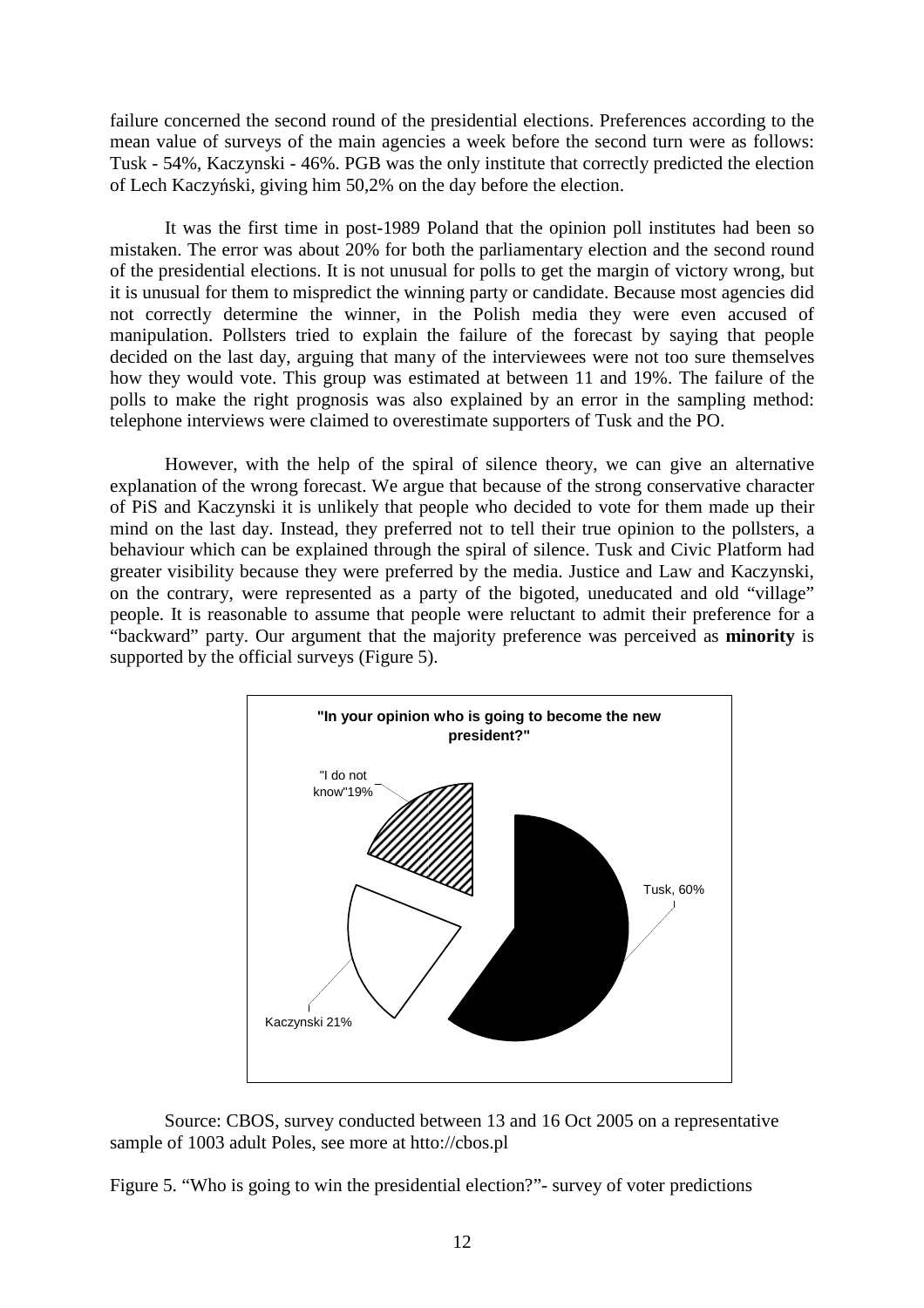failure concerned the second round of the presidential elections. Preferences according to the mean value of surveys of the main agencies a week before the second turn were as follows: Tusk - 54%, Kaczynski - 46%. PGB was the only institute that correctly predicted the election of Lech Kaczyński, giving him 50,2% on the day before the election.

It was the first time in post-1989 Poland that the opinion poll institutes had been so mistaken. The error was about 20% for both the parliamentary election and the second round of the presidential elections. It is not unusual for polls to get the margin of victory wrong, but it is unusual for them to mispredict the winning party or candidate. Because most agencies did not correctly determine the winner, in the Polish media they were even accused of manipulation. Pollsters tried to explain the failure of the forecast by saying that people decided on the last day, arguing that many of the interviewees were not too sure themselves how they would vote. This group was estimated at between 11 and 19%. The failure of the polls to make the right prognosis was also explained by an error in the sampling method: telephone interviews were claimed to overestimate supporters of Tusk and the PO.

However, with the help of the spiral of silence theory, we can give an alternative explanation of the wrong forecast. We argue that because of the strong conservative character of PiS and Kaczynski it is unlikely that people who decided to vote for them made up their mind on the last day. Instead, they preferred not to tell their true opinion to the pollsters, a behaviour which can be explained through the spiral of silence. Tusk and Civic Platform had greater visibility because they were preferred by the media. Justice and Law and Kaczynski, on the contrary, were represented as a party of the bigoted, uneducated and old "village" people. It is reasonable to assume that people were reluctant to admit their preference for a "backward" party. Our argument that the majority preference was perceived as **minority** is supported by the official surveys (Figure 5).

**"In your opinion who is going to become the new president?"**

"I do not know"19%

Tusk, 60%

Kaczynski 21%

Source: CBOS, survey conducted between 13 and 16 Oct 2005 on a representative sample of 1003 adult Poles, see more at htto://cbos.pl

Figure 5. "Who is going to win the presidential election?"- survey of voter predictions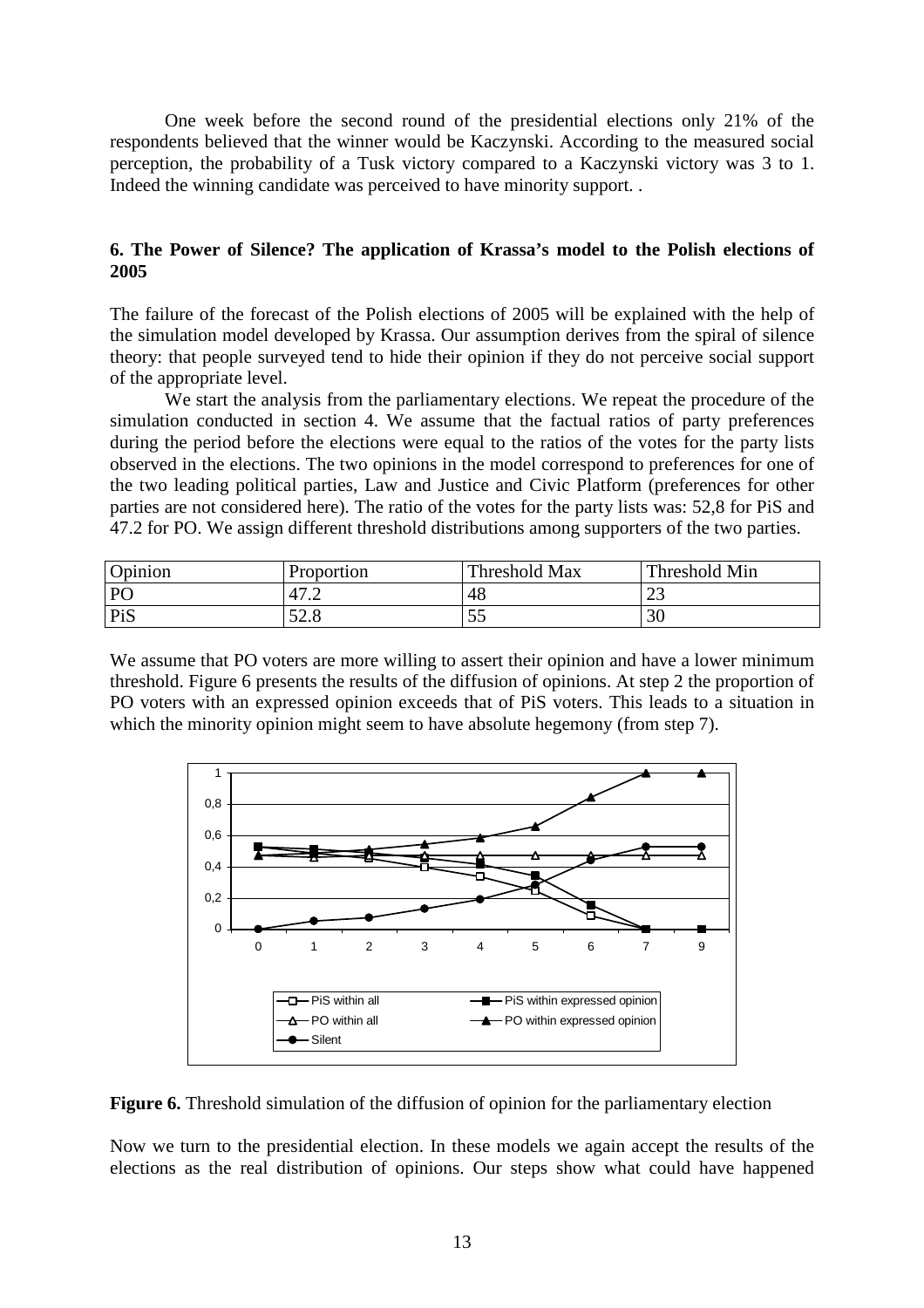One week before the second round of the presidential elections only 21% of the respondents believed that the winner would be Kaczynski. According to the measured social perception, the probability of a Tusk victory compared to a Kaczynski victory was 3 to 1. Indeed the winning candidate was perceived to have minority support. .

## 6. The Power of Silence? The application of Krassa's model to the Polish elections of 2005

The failure of the forecast of the Polish elections of 2005 will be explained with the help of the simulation model developed by Krassa. Our assumption derives from the spiral of silence theory: that people surveyed tend to hide their opinion if they do not perceive social support of the appropriate level.

We start the analysis from the parliamentary elections. We repeat the procedure of the simulation conducted in section 4. We assume that the factual ratios of party preferences during the period before the elections were equal to the ratios of the votes for the party lists observed in the elections. The two opinions in the model correspond to preferences for one of the two leading political parties, Law and Justice and Civic Platform (preferences for other parties are not considered here). The ratio of the votes for the party lists was: 52,8 for PiS and 47.2 for PO. We assign different threshold distributions among supporters of the two parties.

| Opinion | Proportion | Threshold Max | Threshold Min |
|---|---|---|---|
| PO | 47.2 | 48 | 23 |
| PiS | 52.8 | 55 | 30 |

We assume that PO voters are more willing to assert their opinion and have a lower minimum threshold. Figure 6 presents the results of the diffusion of opinions. At step 2 the proportion of PO voters with an expressed opinion exceeds that of PiS voters. This leads to a situation in which the minority opinion might seem to have absolute hegemony (from step 7).

**Figure 6.** Threshold simulation of the diffusion of opinion for the parliamentary election

Now we turn to the presidential election. In these models we again accept the results of the elections as the real distribution of opinions. Our steps show what could have happened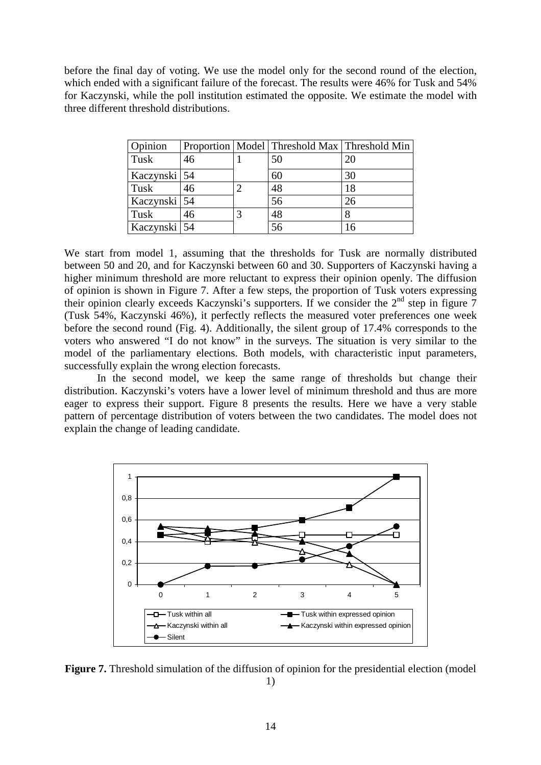before the final day of voting. We use the model only for the second round of the election, which ended with a significant failure of the forecast. The results were 46% for Tusk and 54% for Kaczynski, while the poll institution estimated the opposite. We estimate the model with three different threshold distributions.

| Opinion | Proportion | Model | Threshold Max | Threshold Min |
|---|---|---|---|---|
| Tusk | 46 | 1 | 50 | 20 |
| Kaczynski | 54 | | 60 | 30 |
| Tusk | 46 | 2 | 48 | 18 |
| Kaczynski | 54 | | 56 | 26 |
| Tusk | 46 | 3 | 48 | 8 |
| Kaczynski | 54 | | 56 | 16 |

We start from model 1, assuming that the thresholds for Tusk are normally distributed between 50 and 20, and for Kaczynski between 60 and 30. Supporters of Kaczynski having a higher minimum threshold are more reluctant to express their opinion openly. The diffusion of opinion is shown in Figure 7. After a few steps, the proportion of Tusk voters expressing their opinion clearly exceeds Kaczynski's supporters. If we consider the 2nd step in figure 7 (Tusk 54%, Kaczynski 46%), it perfectly reflects the measured voter preferences one week before the second round (Fig. 4). Additionally, the silent group of 17.4% corresponds to the voters who answered "I do not know" in the surveys. The situation is very similar to the model of the parliamentary elections. Both models, with characteristic input parameters, successfully explain the wrong election forecasts.

In the second model, we keep the same range of thresholds but change their distribution. Kaczynski's voters have a lower level of minimum threshold and thus are more eager to express their support. Figure 8 presents the results. Here we have a very stable pattern of percentage distribution of voters between the two candidates. The model does not explain the change of leading candidate.

**Figure 7.** Threshold simulation of the diffusion of opinion for the presidential election (model 1)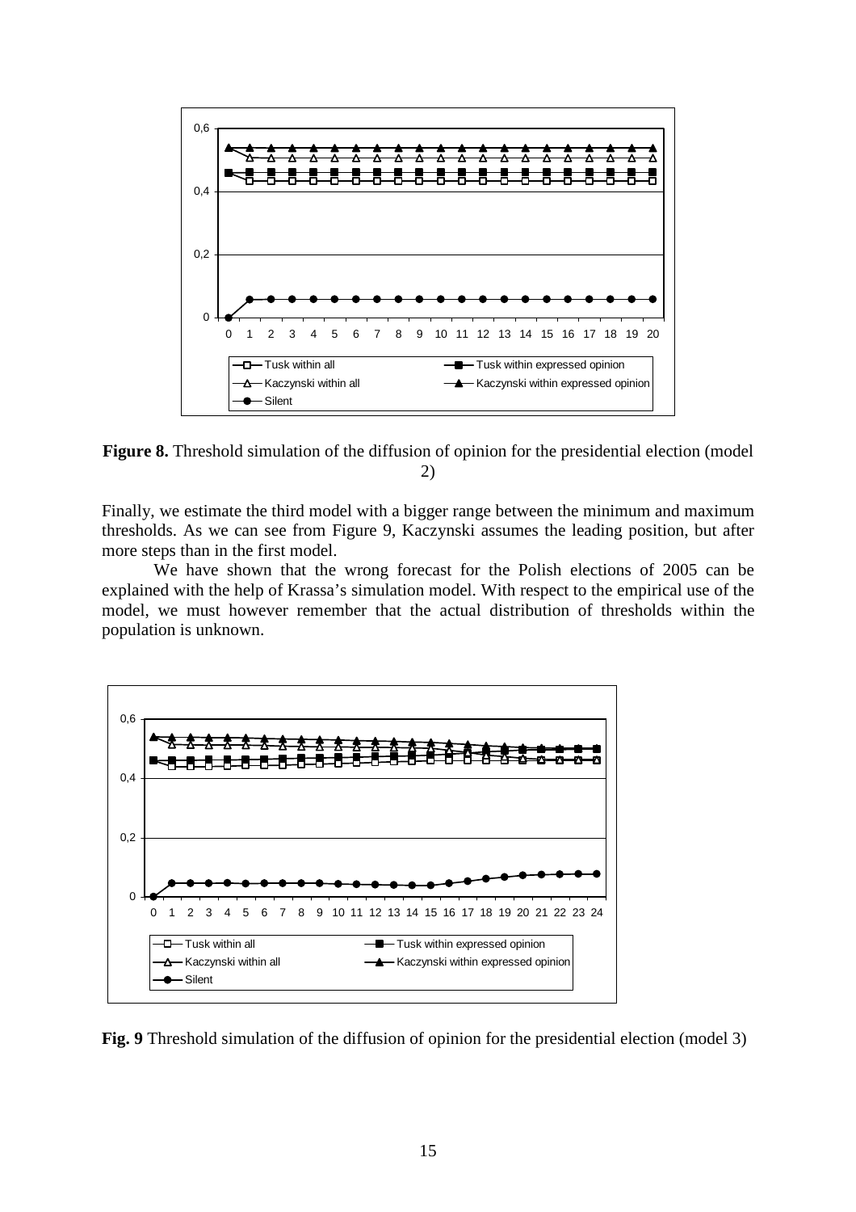**Figure 8.** Threshold simulation of the diffusion of opinion for the presidential election (model 2)

Finally, we estimate the third model with a bigger range between the minimum and maximum thresholds. As we can see from Figure 9, Kaczynski assumes the leading position, but after more steps than in the first model.

We have shown that the wrong forecast for the Polish elections of 2005 can be explained with the help of Krassa's simulation model. With respect to the empirical use of the model, we must however remember that the actual distribution of thresholds within the population is unknown.

**Fig. 9** Threshold simulation of the diffusion of opinion for the presidential election (model 3)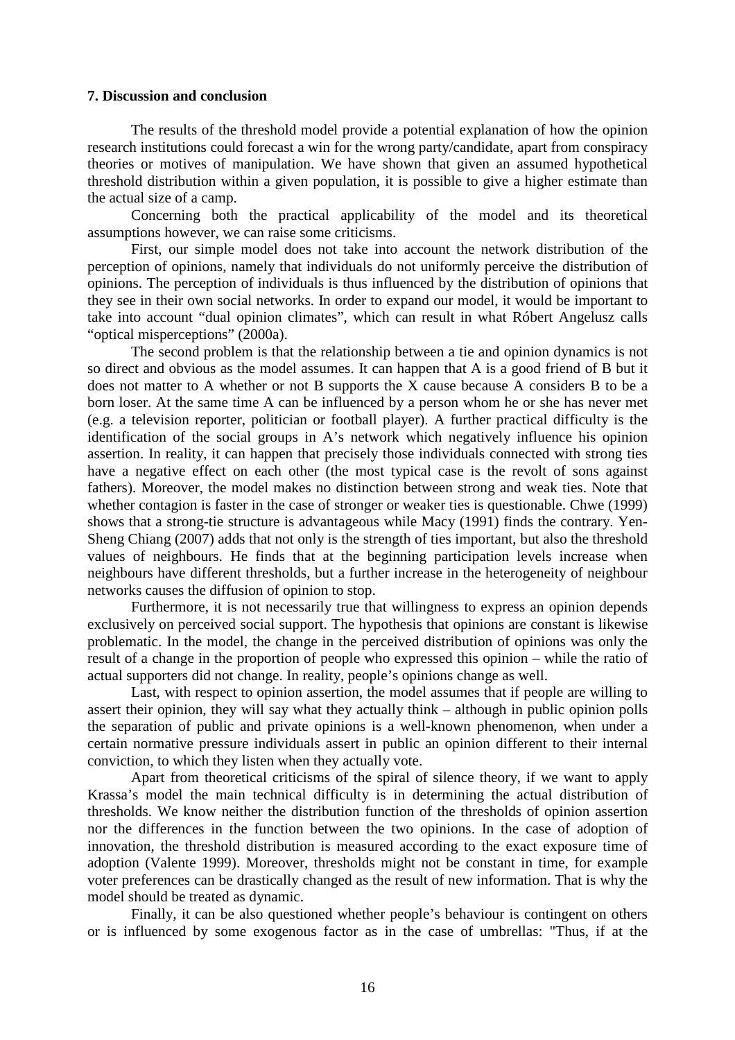### 7. Discussion and conclusion

The results of the threshold model provide a potential explanation of how the opinion research institutions could forecast a win for the wrong party/candidate, apart from conspiracy theories or motives of manipulation. We have shown that given an assumed hypothetical threshold distribution within a given population, it is possible to give a higher estimate than the actual size of a camp.

Concerning both the practical applicability of the model and its theoretical assumptions however, we can raise some criticisms.

First, our simple model does not take into account the network distribution of the perception of opinions, namely that individuals do not uniformly perceive the distribution of opinions. The perception of individuals is thus influenced by the distribution of opinions that they see in their own social networks. In order to expand our model, it would be important to take into account "dual opinion climates", which can result in what Róbert Angelusz calls "optical misperceptions" (2000a).

The second problem is that the relationship between a tie and opinion dynamics is not so direct and obvious as the model assumes. It can happen that A is a good friend of B but it does not matter to A whether or not B supports the X cause because A considers B to be a born loser. At the same time A can be influenced by a person whom he or she has never met (e.g. a television reporter, politician or football player). A further practical difficulty is the identification of the social groups in A's network which negatively influence his opinion assertion. In reality, it can happen that precisely those individuals connected with strong ties have a negative effect on each other (the most typical case is the revolt of sons against fathers). Moreover, the model makes no distinction between strong and weak ties. Note that whether contagion is faster in the case of stronger or weaker ties is questionable. Chwe (1999) shows that a strong-tie structure is advantageous while Macy (1991) finds the contrary. Yen-Sheng Chiang (2007) adds that not only is the strength of ties important, but also the threshold values of neighbours. He finds that at the beginning participation levels increase when neighbours have different thresholds, but a further increase in the heterogeneity of neighbour networks causes the diffusion of opinion to stop.

Furthermore, it is not necessarily true that willingness to express an opinion depends exclusively on perceived social support. The hypothesis that opinions are constant is likewise problematic. In the model, the change in the perceived distribution of opinions was only the result of a change in the proportion of people who expressed this opinion – while the ratio of actual supporters did not change. In reality, people's opinions change as well.

Last, with respect to opinion assertion, the model assumes that if people are willing to assert their opinion, they will say what they actually think – although in public opinion polls the separation of public and private opinions is a well-known phenomenon, when under a certain normative pressure individuals assert in public an opinion different to their internal conviction, to which they listen when they actually vote.

Apart from theoretical criticisms of the spiral of silence theory, if we want to apply Krassa's model the main technical difficulty is in determining the actual distribution of thresholds. We know neither the distribution function of the thresholds of opinion assertion nor the differences in the function between the two opinions. In the case of adoption of innovation, the threshold distribution is measured according to the exact exposure time of adoption (Valente 1999). Moreover, thresholds might not be constant in time, for example voter preferences can be drastically changed as the result of new information. That is why the model should be treated as dynamic.

Finally, it can be also questioned whether people's behaviour is contingent on others or is influenced by some exogenous factor as in the case of umbrellas: "Thus, if at the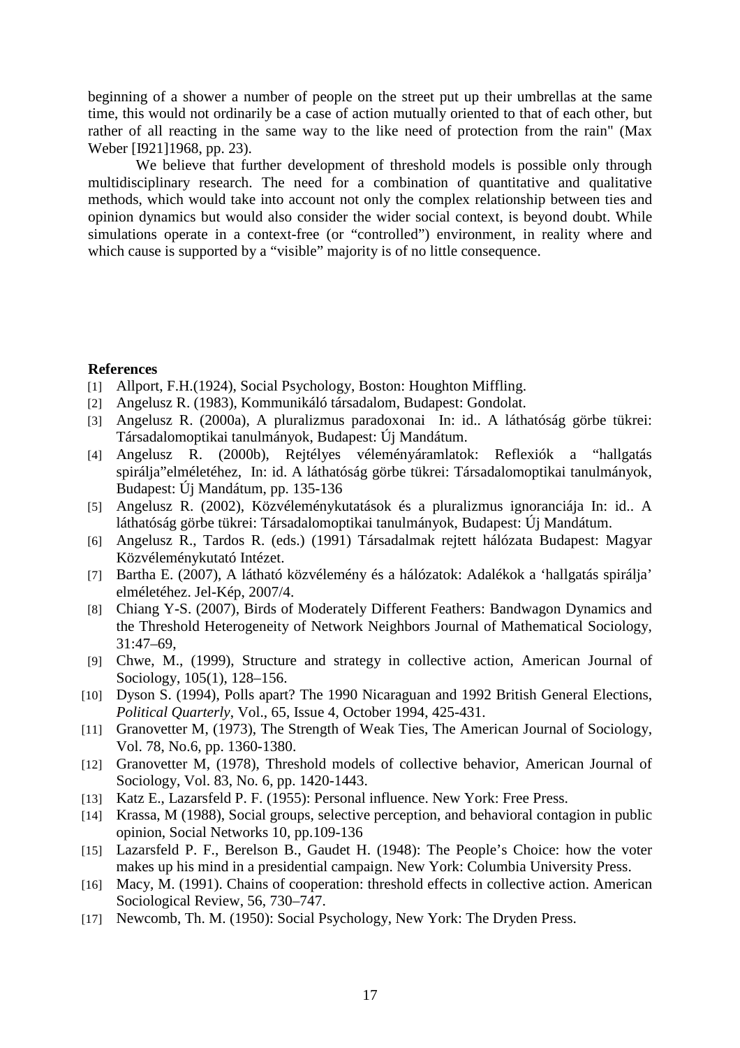beginning of a shower a number of people on the street put up their umbrellas at the same time, this would not ordinarily be a case of action mutually oriented to that of each other, but rather of all reacting in the same way to the like need of protection from the rain" (Max Weber [I921]1968, pp. 23).

We believe that further development of threshold models is possible only through multidisciplinary research. The need for a combination of quantitative and qualitative methods, which would take into account not only the complex relationship between ties and opinion dynamics but would also consider the wider social context, is beyond doubt. While simulations operate in a context-free (or "controlled") environment, in reality where and which cause is supported by a "visible" majority is of no little consequence.

**References**

[1] Allport, F.H.(1924), Social Psychology, Boston: Houghton Miffling.

[2] Angelusz R. (1983), Kommunikáló társadalom, Budapest: Gondolat.

[3] Angelusz R. (2000a), A pluralizmus paradoxonai In: id.. A láthatóság görbe tükrei: Társadalomoptikai tanulmányok, Budapest: Új Mandátum.

[4] Angelusz R. (2000b), Rejtélyes véleményáramlatok: Reflexiók a "hallgatás spirálja"elméletéhez, In: id. A láthatóság görbe tükrei: Társadalomoptikai tanulmányok, Budapest: Új Mandátum, pp. 135-136

[5] Angelusz R. (2002), Közvéleménykutatások és a pluralizmus ignoranciája In: id.. A láthatóság görbe tükrei: Társadalomoptikai tanulmányok, Budapest: Új Mandátum.

[6] Angelusz R., Tardos R. (eds.) (1991) Társadalmak rejtett hálózata Budapest: Magyar Közvéleménykutató Intézet.

[7] Bartha E. (2007), A látható közvélemény és a hálózatok: Adalékok a 'hallgatás spirálja' elméletéhez. Jel-Kép, 2007/4.

[8] Chiang Y-S. (2007), Birds of Moderately Different Feathers: Bandwagon Dynamics and the Threshold Heterogeneity of Network Neighbors Journal of Mathematical Sociology, 31:47–69,

[9] Chwe, M., (1999), Structure and strategy in collective action, American Journal of Sociology, 105(1), 128–156.

[10] Dyson S. (1994), Polls apart? The 1990 Nicaraguan and 1992 British General Elections, *Political Quarterly*, Vol., 65, Issue 4, October 1994, 425-431.

[11] Granovetter M, (1973), The Strength of Weak Ties, The American Journal of Sociology, Vol. 78, No.6, pp. 1360-1380.

[12] Granovetter M, (1978), Threshold models of collective behavior, American Journal of Sociology, Vol. 83, No. 6, pp. 1420-1443.

[13] Katz E., Lazarsfeld P. F. (1955): Personal influence. New York: Free Press.

[14] Krassa, M (1988), Social groups, selective perception, and behavioral contagion in public opinion, Social Networks 10, pp.109-136

[15] Lazarsfeld P. F., Berelson B., Gaudet H. (1948): The People's Choice: how the voter makes up his mind in a presidential campaign. New York: Columbia University Press.

[16] Macy, M. (1991). Chains of cooperation: threshold effects in collective action. American Sociological Review, 56, 730–747.

[17] Newcomb, Th. M. (1950): Social Psychology, New York: The Dryden Press.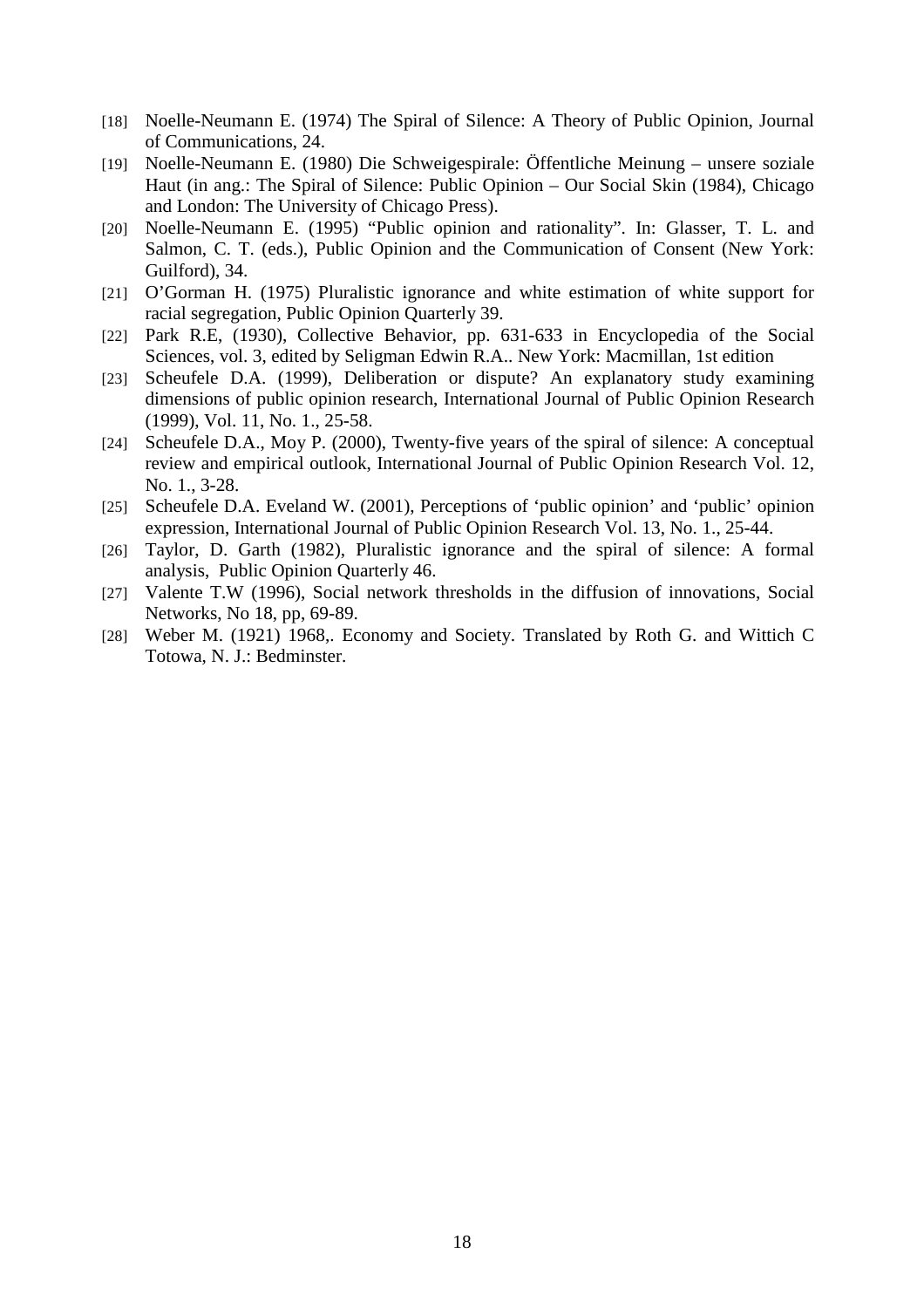[18] Noelle-Neumann E. (1974) The Spiral of Silence: A Theory of Public Opinion, Journal of Communications, 24.

[19] Noelle-Neumann E. (1980) Die Schweigespirale: Öffentliche Meinung – unsere soziale Haut (in ang.: The Spiral of Silence: Public Opinion – Our Social Skin (1984), Chicago and London: The University of Chicago Press).

[20] Noelle-Neumann E. (1995) "Public opinion and rationality". In: Glasser, T. L. and Salmon, C. T. (eds.), Public Opinion and the Communication of Consent (New York: Guilford), 34.

[21] O'Gorman H. (1975) Pluralistic ignorance and white estimation of white support for racial segregation, Public Opinion Quarterly 39.

[22] Park R.E, (1930), Collective Behavior, pp. 631-633 in Encyclopedia of the Social Sciences, vol. 3, edited by Seligman Edwin R.A.. New York: Macmillan, 1st edition

[23] Scheufele D.A. (1999), Deliberation or dispute? An explanatory study examining dimensions of public opinion research, International Journal of Public Opinion Research (1999), Vol. 11, No. 1., 25-58.

[24] Scheufele D.A., Moy P. (2000), Twenty-five years of the spiral of silence: A conceptual review and empirical outlook, International Journal of Public Opinion Research Vol. 12, No. 1., 3-28.

[25] Scheufele D.A. Eveland W. (2001), Perceptions of 'public opinion' and 'public' opinion expression, International Journal of Public Opinion Research Vol. 13, No. 1., 25-44.

[26] Taylor, D. Garth (1982), Pluralistic ignorance and the spiral of silence: A formal analysis, Public Opinion Quarterly 46.

[27] Valente T.W (1996), Social network thresholds in the diffusion of innovations, Social Networks, No 18, pp, 69-89.

[28] Weber M. (1921) 1968,. Economy and Society. Translated by Roth G. and Wittich C Totowa, N. J.: Bedminster.